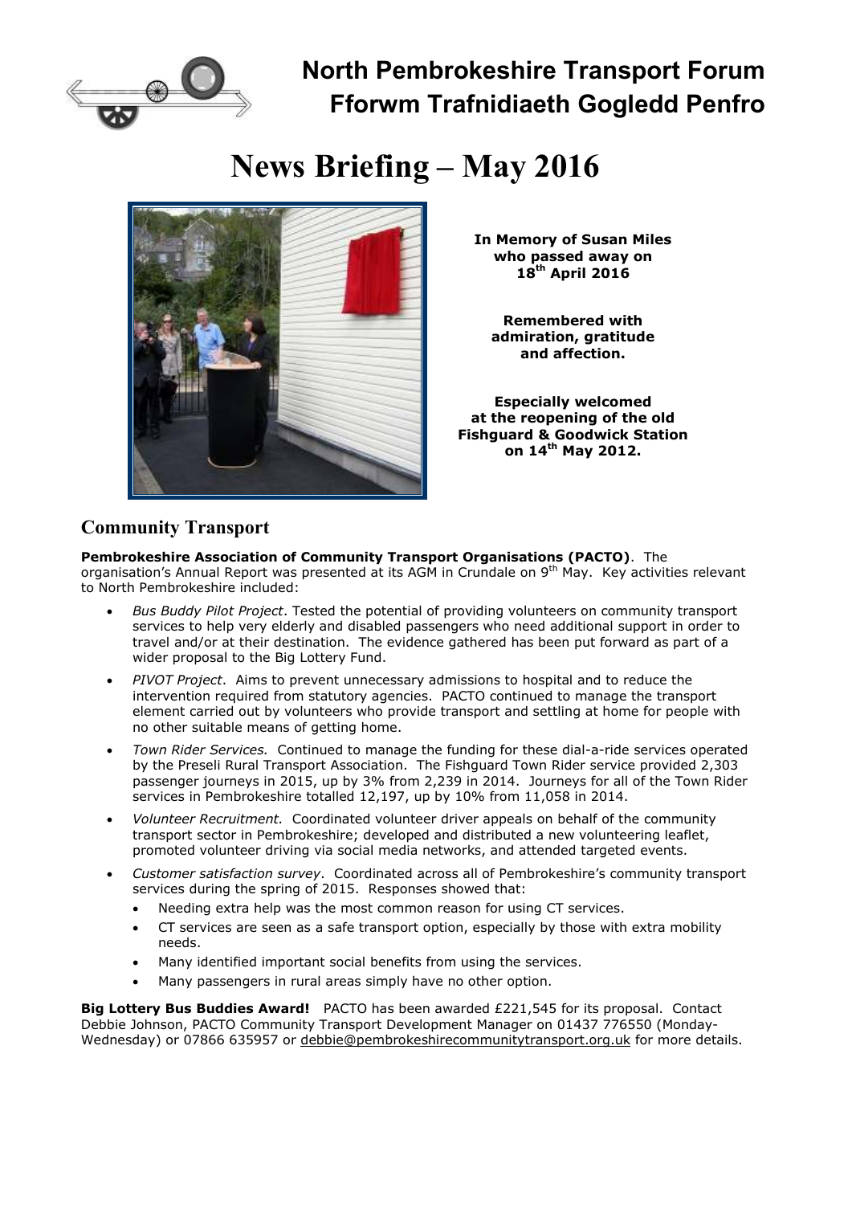# North Pembrokeshire Transport Forum
# Fforwm Trafnidiaeth Gogledd Penfro

# News Briefing – May 2016

**In Memory of Susan Miles who passed away on 18th April 2016**

**Remembered with admiration, gratitude and affection.**

**Especially welcomed at the reopening of the old Fishguard & Goodwick Station on 14th May 2012.**

## Community Transport

**Pembrokeshire Association of Community Transport Organisations (PACTO)**. The organisation's Annual Report was presented at its AGM in Crundale on 9th May. Key activities relevant to North Pembrokeshire included:

- *Bus Buddy Pilot Project*. Tested the potential of providing volunteers on community transport services to help very elderly and disabled passengers who need additional support in order to travel and/or at their destination. The evidence gathered has been put forward as part of a wider proposal to the Big Lottery Fund.
- *PIVOT Project*. Aims to prevent unnecessary admissions to hospital and to reduce the intervention required from statutory agencies. PACTO continued to manage the transport element carried out by volunteers who provide transport and settling at home for people with no other suitable means of getting home.
- *Town Rider Services.* Continued to manage the funding for these dial-a-ride services operated by the Preseli Rural Transport Association. The Fishguard Town Rider service provided 2,303 passenger journeys in 2015, up by 3% from 2,239 in 2014. Journeys for all of the Town Rider services in Pembrokeshire totalled 12,197, up by 10% from 11,058 in 2014.
- *Volunteer Recruitment.* Coordinated volunteer driver appeals on behalf of the community transport sector in Pembrokeshire; developed and distributed a new volunteering leaflet, promoted volunteer driving via social media networks, and attended targeted events.
- *Customer satisfaction survey*. Coordinated across all of Pembrokeshire's community transport services during the spring of 2015. Responses showed that:
  - Needing extra help was the most common reason for using CT services.
  - CT services are seen as a safe transport option, especially by those with extra mobility needs.
  - Many identified important social benefits from using the services.
  - Many passengers in rural areas simply have no other option.

**Big Lottery Bus Buddies Award!** PACTO has been awarded £221,545 for its proposal. Contact Debbie Johnson, PACTO Community Transport Development Manager on 01437 776550 (Monday-Wednesday) or 07866 635957 or debbie@pembrokeshirecommunitytransport.org.uk for more details.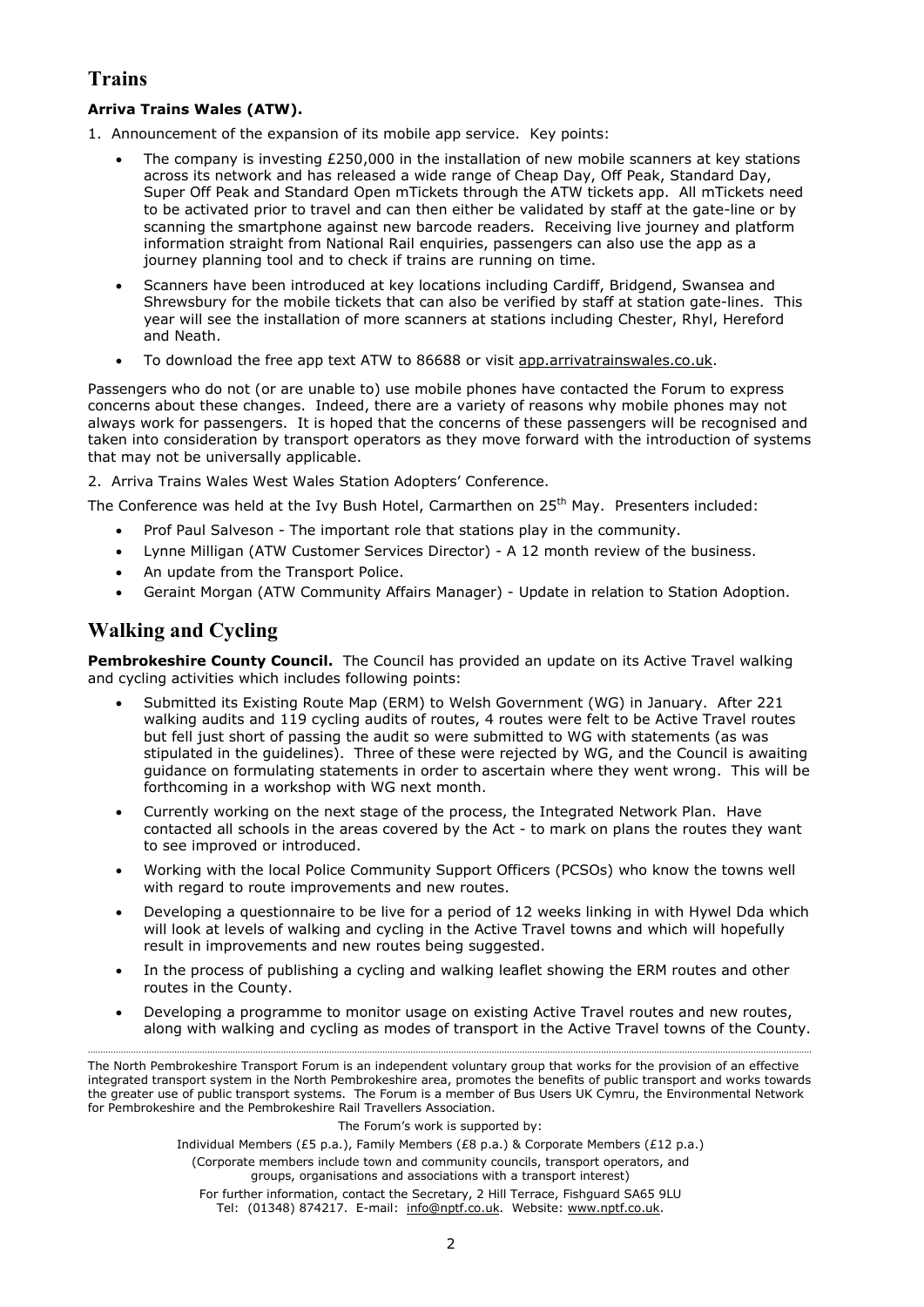## Trains

**Arriva Trains Wales (ATW).**

1. Announcement of the expansion of its mobile app service. Key points:

   - The company is investing £250,000 in the installation of new mobile scanners at key stations across its network and has released a wide range of Cheap Day, Off Peak, Standard Day, Super Off Peak and Standard Open mTickets through the ATW tickets app. All mTickets need to be activated prior to travel and can then either be validated by staff at the gate-line or by scanning the smartphone against new barcode readers. Receiving live journey and platform information straight from National Rail enquiries, passengers can also use the app as a journey planning tool and to check if trains are running on time.
   - Scanners have been introduced at key locations including Cardiff, Bridgend, Swansea and Shrewsbury for the mobile tickets that can also be verified by staff at station gate-lines. This year will see the installation of more scanners at stations including Chester, Rhyl, Hereford and Neath.
   - To download the free app text ATW to 86688 or visit app.arrivatrainswales.co.uk.

Passengers who do not (or are unable to) use mobile phones have contacted the Forum to express concerns about these changes. Indeed, there are a variety of reasons why mobile phones may not always work for passengers. It is hoped that the concerns of these passengers will be recognised and taken into consideration by transport operators as they move forward with the introduction of systems that may not be universally applicable.

2. Arriva Trains Wales West Wales Station Adopters' Conference.

The Conference was held at the Ivy Bush Hotel, Carmarthen on 25th May. Presenters included:

- Prof Paul Salveson - The important role that stations play in the community.
- Lynne Milligan (ATW Customer Services Director) - A 12 month review of the business.
- An update from the Transport Police.
- Geraint Morgan (ATW Community Affairs Manager) - Update in relation to Station Adoption.

## Walking and Cycling

**Pembrokeshire County Council.** The Council has provided an update on its Active Travel walking and cycling activities which includes following points:

- Submitted its Existing Route Map (ERM) to Welsh Government (WG) in January. After 221 walking audits and 119 cycling audits of routes, 4 routes were felt to be Active Travel routes but fell just short of passing the audit so were submitted to WG with statements (as was stipulated in the guidelines). Three of these were rejected by WG, and the Council is awaiting guidance on formulating statements in order to ascertain where they went wrong. This will be forthcoming in a workshop with WG next month.
- Currently working on the next stage of the process, the Integrated Network Plan. Have contacted all schools in the areas covered by the Act - to mark on plans the routes they want to see improved or introduced.
- Working with the local Police Community Support Officers (PCSOs) who know the towns well with regard to route improvements and new routes.
- Developing a questionnaire to be live for a period of 12 weeks linking in with Hywel Dda which will look at levels of walking and cycling in the Active Travel towns and which will hopefully result in improvements and new routes being suggested.
- In the process of publishing a cycling and walking leaflet showing the ERM routes and other routes in the County.
- Developing a programme to monitor usage on existing Active Travel routes and new routes, along with walking and cycling as modes of transport in the Active Travel towns of the County.

---

The North Pembrokeshire Transport Forum is an independent voluntary group that works for the provision of an effective integrated transport system in the North Pembrokeshire area, promotes the benefits of public transport and works towards the greater use of public transport systems. The Forum is a member of Bus Users UK Cymru, the Environmental Network for Pembrokeshire and the Pembrokeshire Rail Travellers Association.

The Forum's work is supported by:

Individual Members (£5 p.a.), Family Members (£8 p.a.) & Corporate Members (£12 p.a.)

(Corporate members include town and community councils, transport operators, and groups, organisations and associations with a transport interest)

For further information, contact the Secretary, 2 Hill Terrace, Fishguard SA65 9LU
Tel: (01348) 874217. E-mail: info@nptf.co.uk. Website: www.nptf.co.uk.